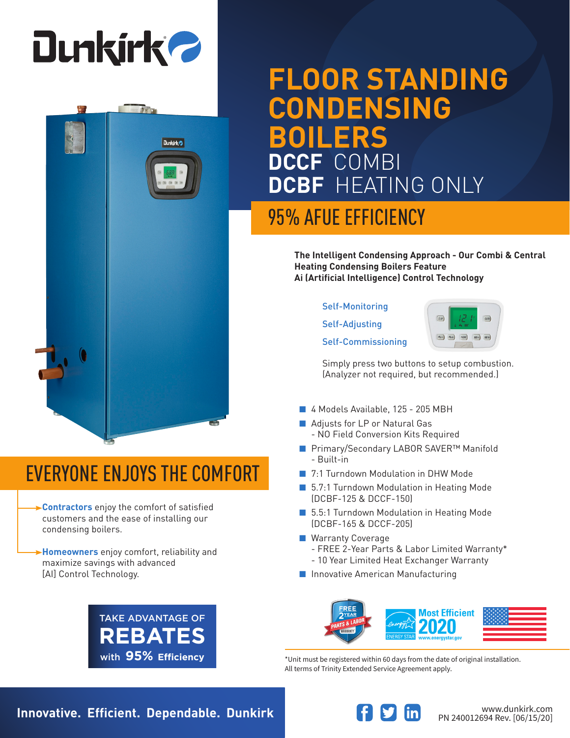# Dunkirk

# FLOOR STANDING CONDENSING BOILERS

## DCCF COMBI
## DCBF HEATING ONLY

## 95% AFUE EFFICIENCY

**The Intelligent Condensing Approach - Our Combi & Central Heating Condensing Boilers Feature Ai (Artificial Intelligence) Control Technology**

- Self-Monitoring
- Self-Adjusting
- Self-Commissioning

Simply press two buttons to setup combustion. (Analyzer not required, but recommended.)

- 4 Models Available, 125 - 205 MBH
- Adjusts for LP or Natural Gas
  - NO Field Conversion Kits Required
- Primary/Secondary LABOR SAVER™ Manifold
  - Built-in
- 7:1 Turndown Modulation in DHW Mode
- 5.7:1 Turndown Modulation in Heating Mode (DCBF-125 & DCCF-150)
- 5.5:1 Turndown Modulation in Heating Mode (DCBF-165 & DCCF-205)
- Warranty Coverage
  - FREE 2-Year Parts & Labor Limited Warranty*
  - 10 Year Limited Heat Exchanger Warranty
- Innovative American Manufacturing

FREE 2 YEAR PARTS & LABOR WARRANTY

ENERGY STAR Most Efficient 2020 www.energystar.gov

*Unit must be registered within 60 days from the date of original installation. All terms of Trinity Extended Service Agreement apply.

## EVERYONE ENJOYS THE COMFORT

**Contractors** enjoy the comfort of satisfied customers and the ease of installing our condensing boilers.

**Homeowners** enjoy comfort, reliability and maximize savings with advanced [AI] Control Technology.

TAKE ADVANTAGE OF **REBATES** with **95%** Efficiency

**Innovative. Efficient. Dependable. Dunkirk**

www.dunkirk.com
PN 240012694 Rev. [06/15/20]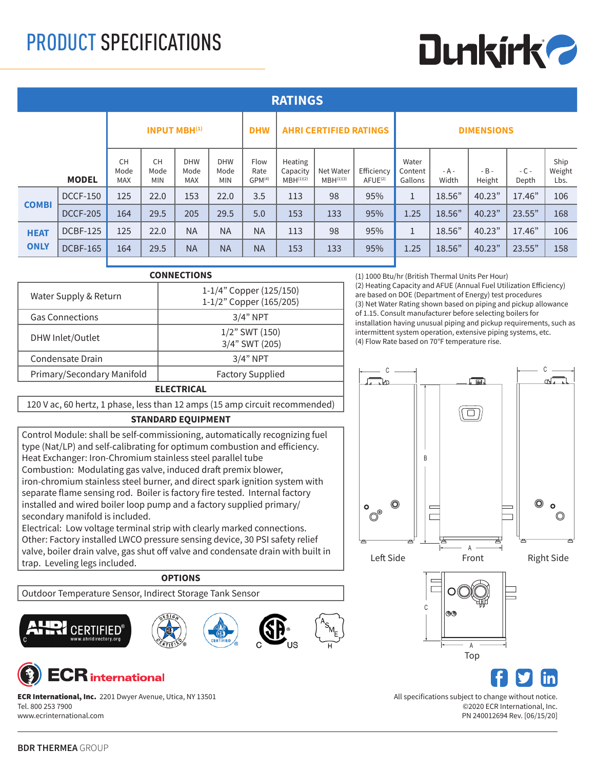# PRODUCT SPECIFICATIONS

## RATINGS

| | MODEL | INPUT MBH[1] | | | | DHW | AHRI CERTIFIED RATINGS | | | DIMENSIONS | | | | |
|---|---|---|---|---|---|---|---|---|---|---|---|---|---|---|
| | | CH Mode MAX | CH Mode MIN | DHW Mode MAX | DHW Mode MIN | Flow Rate GPM[4] | Heating Capacity MBH[1][2] | Net Water MBH[1][3] | Efficiency AFUE[2] | Water Content Gallons | - A - Width | - B - Height | - C - Depth | Ship Weight Lbs. |
| COMBI | DCCF-150 | 125 | 22.0 | 153 | 22.0 | 3.5 | 113 | 98 | 95% | 1 | 18.56" | 40.23" | 17.46" | 106 |
| COMBI | DCCF-205 | 164 | 29.5 | 205 | 29.5 | 5.0 | 153 | 133 | 95% | 1.25 | 18.56" | 40.23" | 23.55" | 168 |
| HEAT ONLY | DCBF-125 | 125 | 22.0 | NA | NA | NA | 113 | 98 | 95% | 1 | 18.56" | 40.23" | 17.46" | 106 |
| HEAT ONLY | DCBF-165 | 164 | 29.5 | NA | NA | NA | 153 | 133 | 95% | 1.25 | 18.56" | 40.23" | 23.55" | 158 |

(1) 1000 Btu/hr (British Thermal Units Per Hour)
(2) Heating Capacity and AFUE (Annual Fuel Utilization Efficiency) are based on DOE (Department of Energy) test procedures
(3) Net Water Rating shown based on piping and pickup allowance of 1.15. Consult manufacturer before selecting boilers for installation having unusual piping and pickup requirements, such as intermittent system operation, extensive piping systems, etc.
(4) Flow Rate based on 70°F temperature rise.

### CONNECTIONS

| | |
|---|---|
| Water Supply & Return | 1-1/4" Copper (125/150)<br>1-1/2" Copper (165/205) |
| Gas Connections | 3/4" NPT |
| DHW Inlet/Outlet | 1/2" SWT (150)<br>3/4" SWT (205) |
| Condensate Drain | 3/4" NPT |
| Primary/Secondary Manifold | Factory Supplied |

### ELECTRICAL

120 V ac, 60 hertz, 1 phase, less than 12 amps (15 amp circuit recommended)

### STANDARD EQUIPMENT

Control Module: shall be self-commissioning, automatically recognizing fuel type (Nat/LP) and self-calibrating for optimum combustion and efficiency.
Heat Exchanger: Iron-Chromium stainless steel parallel tube
Combustion: Modulating gas valve, induced draft premix blower, iron-chromium stainless steel burner, and direct spark ignition system with separate flame sensing rod. Boiler is factory fire tested. Internal factory installed and wired boiler loop pump and a factory supplied primary/secondary manifold is included.
Electrical: Low voltage terminal strip with clearly marked connections.
Other: Factory installed LWCO pressure sensing device, 30 PSI safety relief valve, boiler drain valve, gas shut off valve and condensate drain with built in trap. Leveling legs included.

### OPTIONS

Outdoor Temperature Sensor, Indirect Storage Tank Sensor

C
B
A
Left Side
Front
Right Side
C
A
Top

**ECR International, Inc.** 2201 Dwyer Avenue, Utica, NY 13501
Tel. 800 253 7900
www.ecrinternational.com

All specifications subject to change without notice.
©2020 ECR International, Inc.
PN 240012694 Rev. [06/15/20]

**BDR THERMEA** GROUP